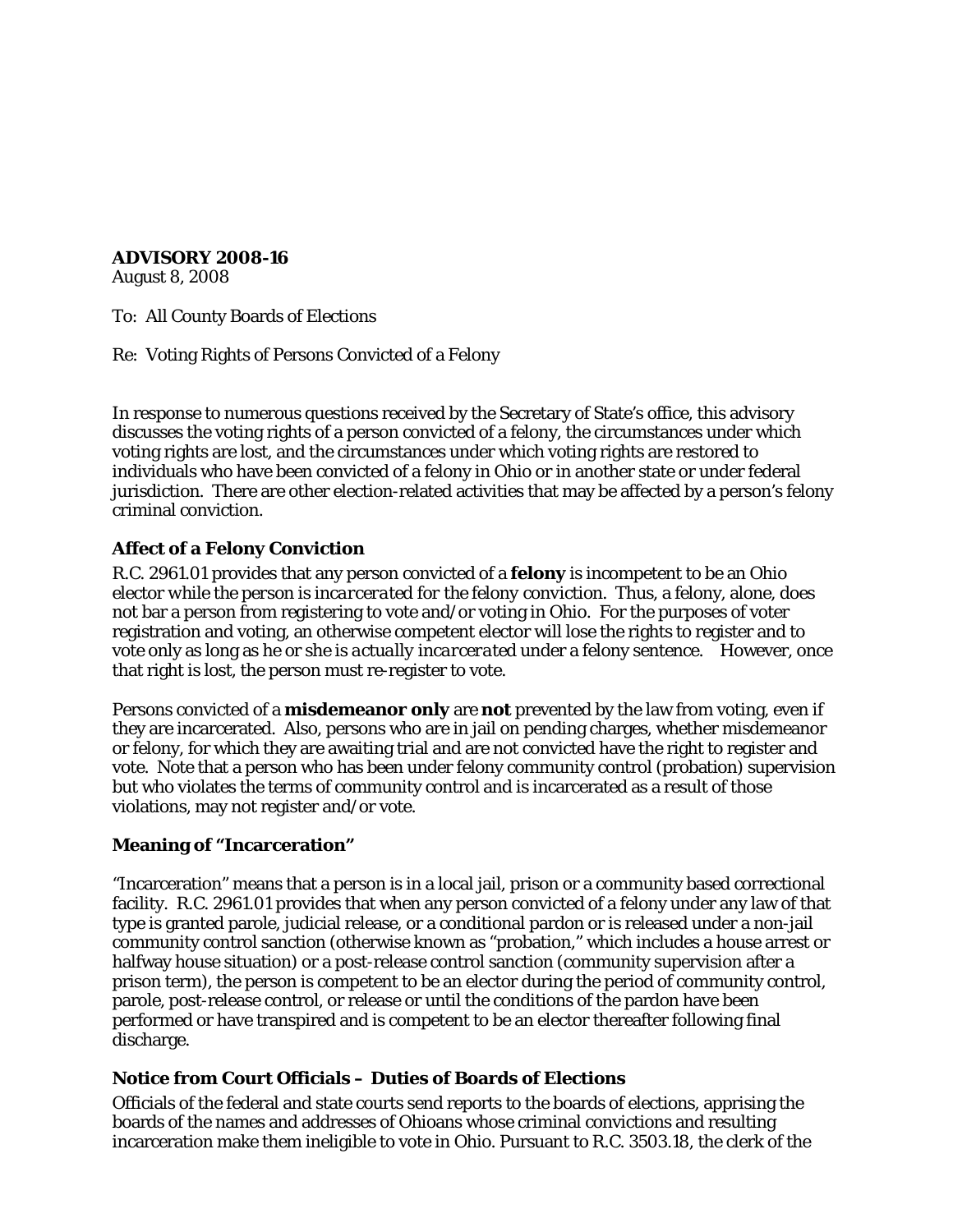**ADVISORY 2008-16**
August 8, 2008

To: All County Boards of Elections

Re: Voting Rights of Persons Convicted of a Felony

In response to numerous questions received by the Secretary of State's office, this advisory discusses the voting rights of a person convicted of a felony, the circumstances under which voting rights are lost, and the circumstances under which voting rights are restored to individuals who have been convicted of a felony in Ohio or in another state or under federal jurisdiction. There are other election-related activities that may be affected by a person's felony criminal conviction.

### Affect of a Felony Conviction

R.C. 2961.01 provides that any person convicted of a **felony** is incompetent to be an Ohio elector while the person is *incarcerated for the felony conviction*. Thus, a felony, alone, does not bar a person from registering to vote and/or voting in Ohio. For the purposes of voter registration and voting, an otherwise competent elector will lose the rights to register and to vote only as long as he or she is *actually incarcerated* under a felony sentence. However, once that right is lost, the person must re-register to vote.

Persons convicted of a **misdemeanor only** are **not** prevented by the law from voting, even if they are incarcerated. Also, persons who are in jail on pending charges, whether misdemeanor or felony, for which they are awaiting trial and are not convicted have the right to register and vote. Note that a person who has been under felony community control (probation) supervision but who violates the terms of community control and is incarcerated as a result of those violations, may not register and/or vote.

### Meaning of "Incarceration"

"Incarceration" means that a person is in a local jail, prison or a community based correctional facility. R.C. 2961.01 provides that when any person convicted of a felony under any law of that type is granted parole, judicial release, or a conditional pardon or is released under a non-jail community control sanction (otherwise known as "probation," which includes a house arrest or halfway house situation) or a post-release control sanction (community supervision after a prison term), the person is competent to be an elector during the period of community control, parole, post-release control, or release or until the conditions of the pardon have been performed or have transpired and is competent to be an elector thereafter following final discharge.

### Notice from Court Officials – Duties of Boards of Elections

Officials of the federal and state courts send reports to the boards of elections, apprising the boards of the names and addresses of Ohioans whose criminal convictions and resulting incarceration make them ineligible to vote in Ohio. Pursuant to R.C. 3503.18, the clerk of the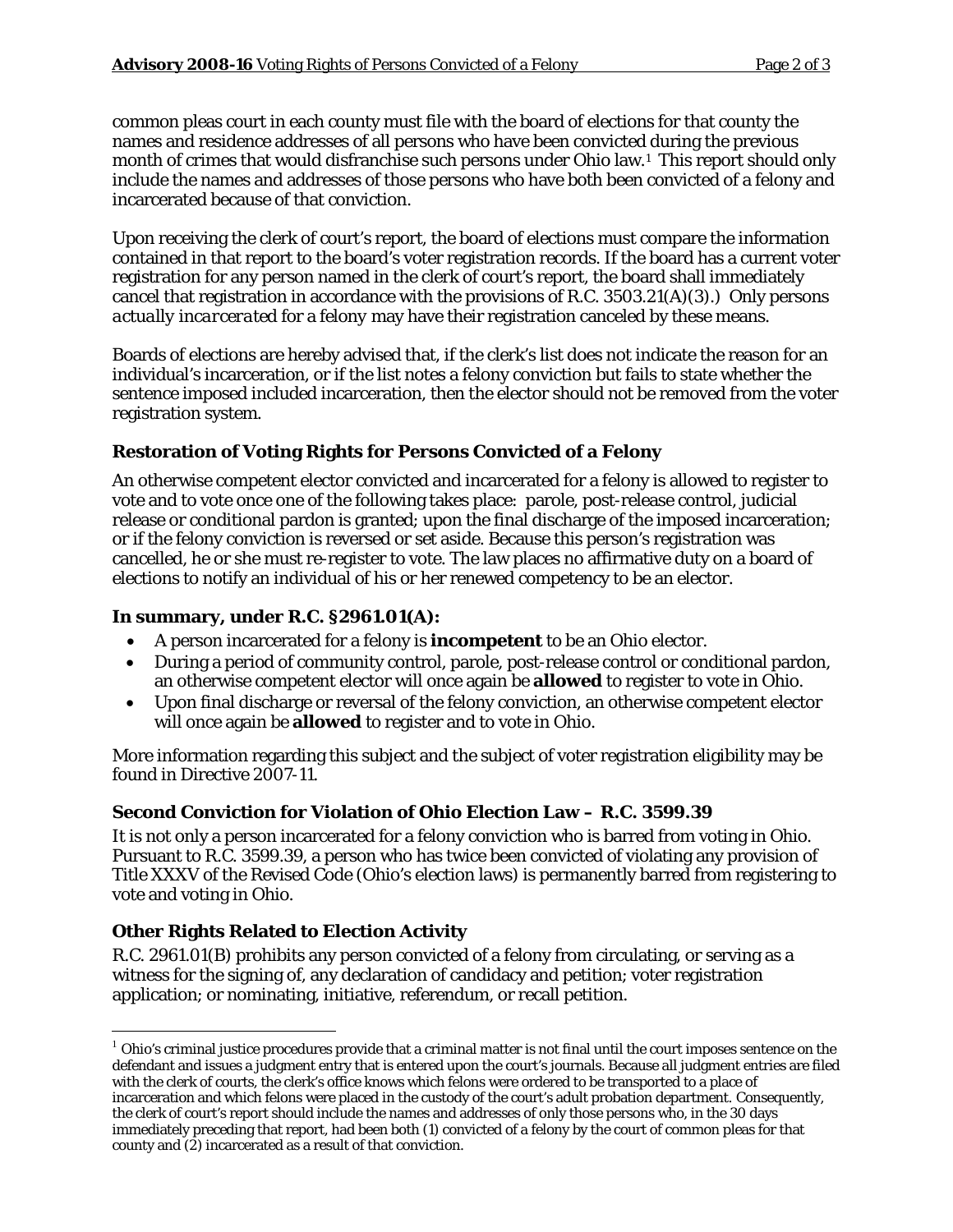common pleas court in each county must file with the board of elections for that county the names and residence addresses of all persons who have been convicted during the previous month of crimes that would disfranchise such persons under Ohio law.[1] This report should only include the names and addresses of those persons who have both been convicted of a felony and incarcerated because of that conviction.

Upon receiving the clerk of court's report, the board of elections must compare the information contained in that report to the board's voter registration records. If the board has a current voter registration for any person named in the clerk of court's report, the board shall immediately cancel that registration in accordance with the provisions of R.C. 3503.21(A)(3).) Only persons *actually incarcerated* for a felony may have their registration canceled by these means.

Boards of elections are hereby advised that, if the clerk's list does not indicate the reason for an individual's incarceration, or if the list notes a felony conviction but fails to state whether the sentence imposed included incarceration, then the elector should not be removed from the voter registration system.

### Restoration of Voting Rights for Persons Convicted of a Felony

An otherwise competent elector convicted and incarcerated for a felony is allowed to register to vote and to vote once one of the following takes place: parole, post-release control, judicial release or conditional pardon is granted; upon the final discharge of the imposed incarceration; or if the felony conviction is reversed or set aside. Because this person's registration was cancelled, he or she must re-register to vote. The law places no affirmative duty on a board of elections to notify an individual of his or her renewed competency to be an elector.

### In summary, under R.C. §2961.01(A):

- A person incarcerated for a felony is **incompetent** to be an Ohio elector.
- During a period of community control, parole, post-release control or conditional pardon, an otherwise competent elector will once again be **allowed** to register to vote in Ohio.
- Upon final discharge or reversal of the felony conviction, an otherwise competent elector will once again be **allowed** to register and to vote in Ohio.

More information regarding this subject and the subject of voter registration eligibility may be found in Directive 2007-11.

### Second Conviction for Violation of Ohio Election Law – R.C. 3599.39

It is not only a person incarcerated for a felony conviction who is barred from voting in Ohio. Pursuant to R.C. 3599.39, a person who has twice been convicted of violating any provision of Title XXXV of the Revised Code (Ohio's election laws) is permanently barred from registering to vote and voting in Ohio.

### Other Rights Related to Election Activity

R.C. 2961.01(B) prohibits any person convicted of a felony from circulating, or serving as a witness for the signing of, any declaration of candidacy and petition; voter registration application; or nominating, initiative, referendum, or recall petition.

---

[1] Ohio's criminal justice procedures provide that a criminal matter is not final until the court imposes sentence on the defendant and issues a judgment entry that is entered upon the court's journals. Because all judgment entries are filed with the clerk of courts, the clerk's office knows which felons were ordered to be transported to a place of incarceration and which felons were placed in the custody of the court's adult probation department. Consequently, the clerk of court's report should include the names and addresses of only those persons who, in the 30 days immediately preceding that report, had been both (1) convicted of a felony by the court of common pleas for that county and (2) incarcerated as a result of that conviction.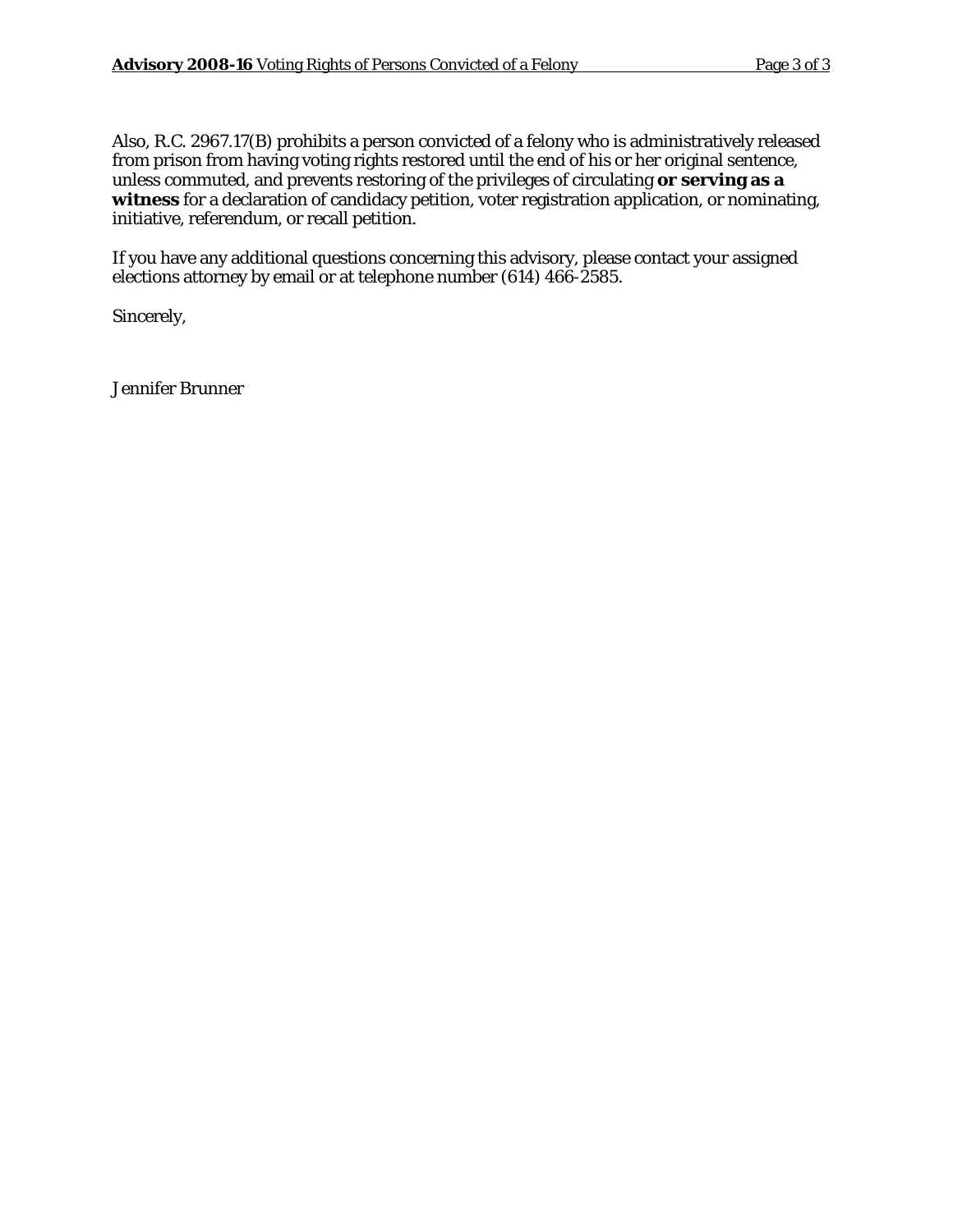Also, R.C. 2967.17(B) prohibits a person convicted of a felony who is administratively released from prison from having voting rights restored until the end of his or her original sentence, unless commuted, and prevents restoring of the privileges of circulating **or serving as a witness** for a declaration of candidacy petition, voter registration application, or nominating, initiative, referendum, or recall petition.

If you have any additional questions concerning this advisory, please contact your assigned elections attorney by email or at telephone number (614) 466-2585.

Sincerely,

Jennifer Brunner